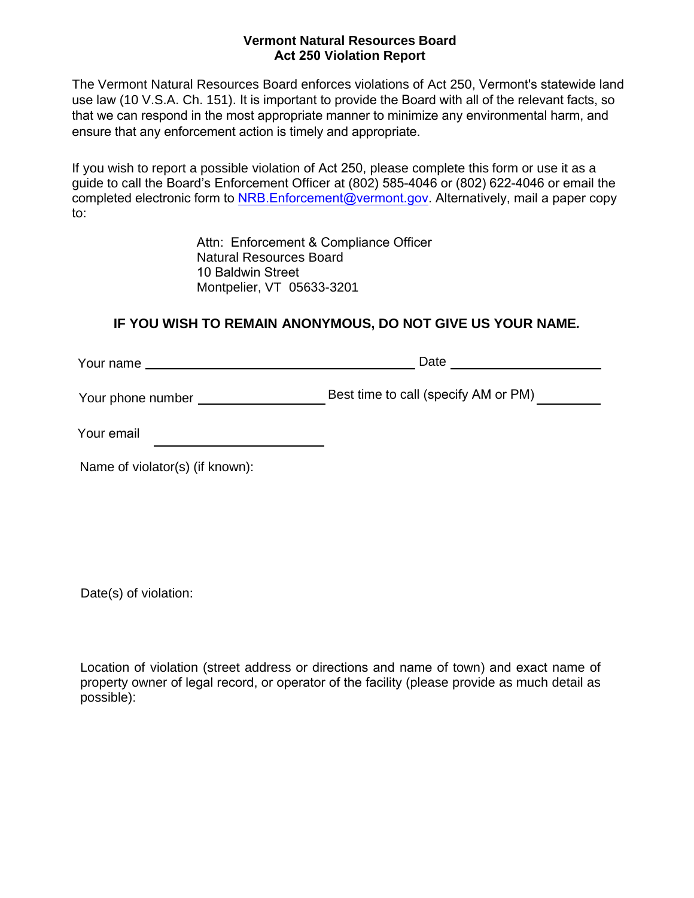# Vermont Natural Resources Board
## Act 250 Violation Report

The Vermont Natural Resources Board enforces violations of Act 250, Vermont's statewide land use law (10 V.S.A. Ch. 151). It is important to provide the Board with all of the relevant facts, so that we can respond in the most appropriate manner to minimize any environmental harm, and ensure that any enforcement action is timely and appropriate.

If you wish to report a possible violation of Act 250, please complete this form or use it as a guide to call the Board's Enforcement Officer at (802) 585-4046 or (802) 622-4046 or email the completed electronic form to NRB.Enforcement@vermont.gov. Alternatively, mail a paper copy to:

Attn: Enforcement & Compliance Officer
Natural Resources Board
10 Baldwin Street
Montpelier, VT 05633-3201

**IF YOU WISH TO REMAIN ANONYMOUS, DO NOT GIVE US YOUR NAME.**

Your name ______________________________ Date ________________

Your phone number ______________ Best time to call (specify AM or PM) ________

Your email ____________________

Name of violator(s) (if known):

Date(s) of violation:

Location of violation (street address or directions and name of town) and exact name of property owner of legal record, or operator of the facility (please provide as much detail as possible):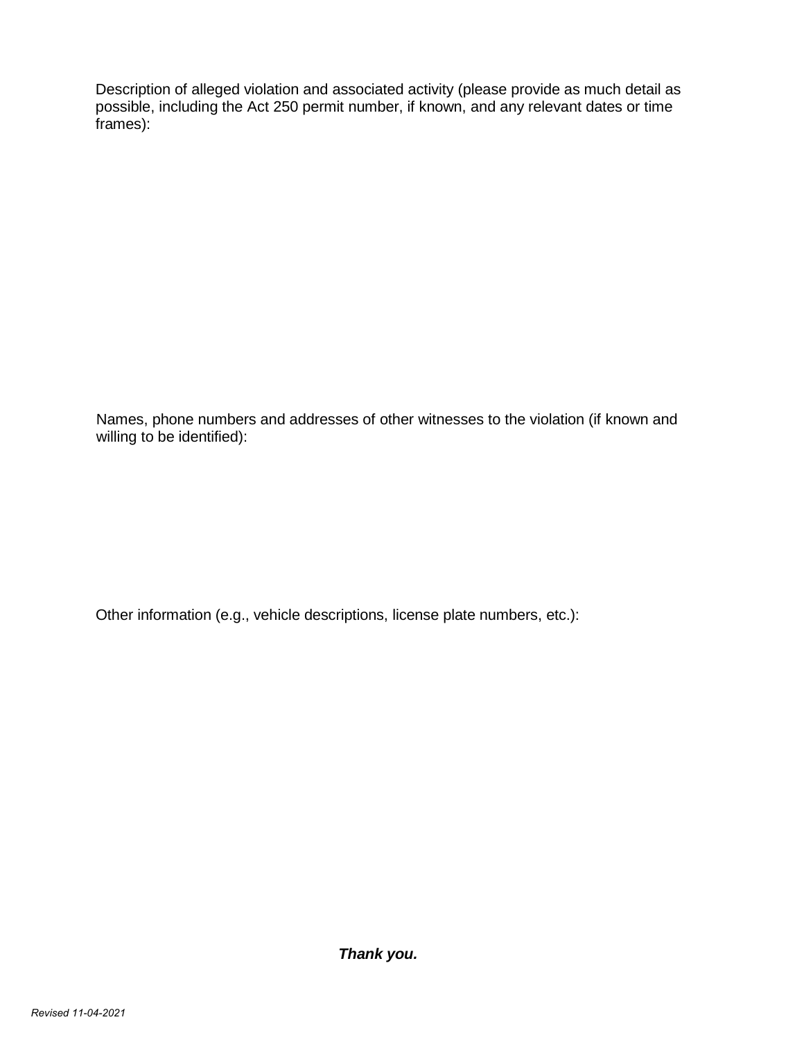Description of alleged violation and associated activity (please provide as much detail as possible, including the Act 250 permit number, if known, and any relevant dates or time frames):

Names, phone numbers and addresses of other witnesses to the violation (if known and willing to be identified):

Other information (e.g., vehicle descriptions, license plate numbers, etc.):

***Thank you.***

*Revised 11-04-2021*